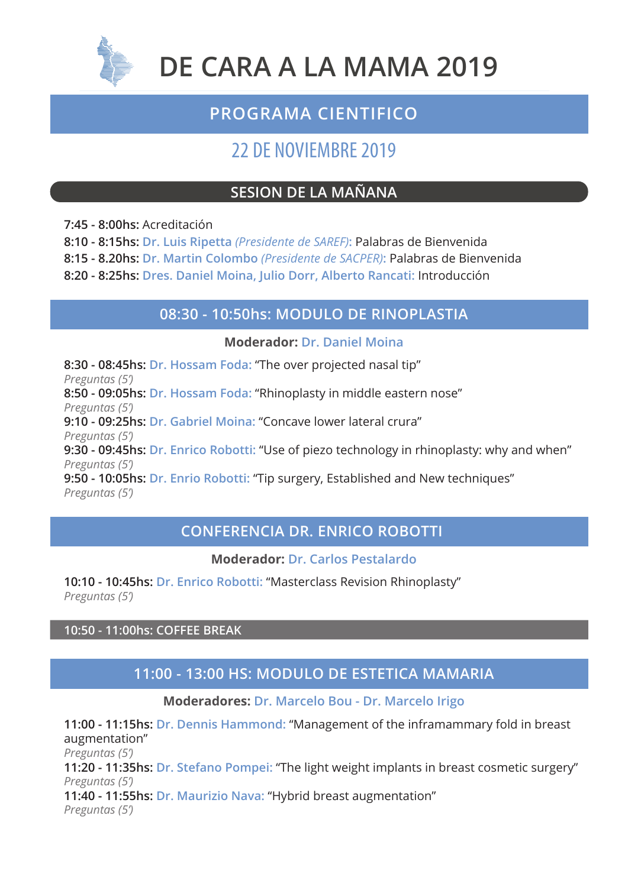# DE CARA A LA MAMA 2019

## PROGRAMA CIENTIFICO

### 22 DE NOVIEMBRE 2019

## SESION DE LA MAÑANA

**7:45 - 8:00hs:** Acreditación
**8:10 - 8:15hs:** Dr. Luis Ripetta *(Presidente de SAREF)*: Palabras de Bienvenida
**8:15 - 8.20hs:** Dr. Martin Colombo *(Presidente de SACPER)*: Palabras de Bienvenida
**8:20 - 8:25hs:** Dres. Daniel Moina, Julio Dorr, Alberto Rancati: Introducción

## 08:30 - 10:50hs: MODULO DE RINOPLASTIA

**Moderador:** Dr. Daniel Moina

**8:30 - 08:45hs:** Dr. Hossam Foda: "The over projected nasal tip"
*Preguntas (5')*
**8:50 - 09:05hs:** Dr. Hossam Foda: "Rhinoplasty in middle eastern nose"
*Preguntas (5')*
**9:10 - 09:25hs:** Dr. Gabriel Moina: "Concave lower lateral crura"
*Preguntas (5')*
**9:30 - 09:45hs:** Dr. Enrico Robotti: "Use of piezo technology in rhinoplasty: why and when"
*Preguntas (5')*
**9:50 - 10:05hs:** Dr. Enrio Robotti: "Tip surgery, Established and New techniques"
*Preguntas (5')*

## CONFERENCIA DR. ENRICO ROBOTTI

**Moderador:** Dr. Carlos Pestalardo

**10:10 - 10:45hs:** Dr. Enrico Robotti: "Masterclass Revision Rhinoplasty"
*Preguntas (5')*

**10:50 - 11:00hs: COFFEE BREAK**

## 11:00 - 13:00 HS: MODULO DE ESTETICA MAMARIA

**Moderadores:** Dr. Marcelo Bou - Dr. Marcelo Irigo

**11:00 - 11:15hs:** Dr. Dennis Hammond: "Management of the inframammary fold in breast augmentation"
*Preguntas (5')*
**11:20 - 11:35hs:** Dr. Stefano Pompei: "The light weight implants in breast cosmetic surgery"
*Preguntas (5')*
**11:40 - 11:55hs:** Dr. Maurizio Nava: "Hybrid breast augmentation"
*Preguntas (5')*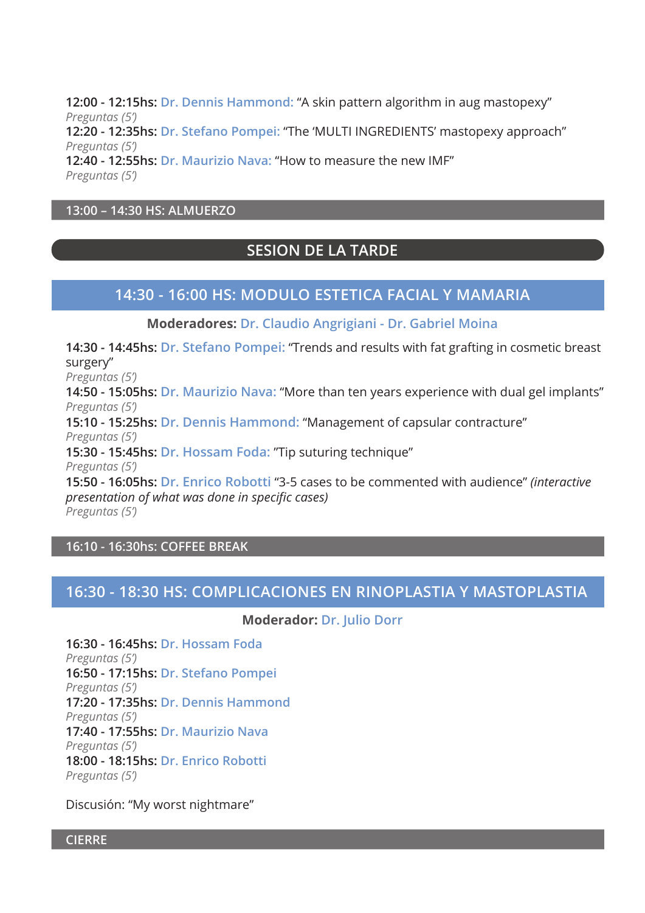**12:00 - 12:15hs:** Dr. Dennis Hammond: “A skin pattern algorithm in aug mastopexy”
*Preguntas (5’)*
**12:20 - 12:35hs:** Dr. Stefano Pompei: “The ‘MULTI INGREDIENTS’ mastopexy approach”
*Preguntas (5’)*
**12:40 - 12:55hs:** Dr. Maurizio Nava: “How to measure the new IMF”
*Preguntas (5’)*

## 13:00 – 14:30 HS: ALMUERZO

# SESION DE LA TARDE

## 14:30 - 16:00 HS: MODULO ESTETICA FACIAL Y MAMARIA

**Moderadores:** Dr. Claudio Angrigiani - Dr. Gabriel Moina

**14:30 - 14:45hs:** Dr. Stefano Pompei: “Trends and results with fat grafting in cosmetic breast surgery”
*Preguntas (5’)*
**14:50 - 15:05hs:** Dr. Maurizio Nava: “More than ten years experience with dual gel implants”
*Preguntas (5’)*
**15:10 - 15:25hs:** Dr. Dennis Hammond: “Management of capsular contracture”
*Preguntas (5’)*
**15:30 - 15:45hs:** Dr. Hossam Foda: ”Tip suturing technique”
*Preguntas (5’)*
**15:50 - 16:05hs:** Dr. Enrico Robotti “3-5 cases to be commented with audience” *(interactive presentation of what was done in specific cases)*
*Preguntas (5’)*

## 16:10 - 16:30hs: COFFEE BREAK

## 16:30 - 18:30 HS: COMPLICACIONES EN RINOPLASTIA Y MASTOPLASTIA

**Moderador:** Dr. Julio Dorr

**16:30 - 16:45hs:** Dr. Hossam Foda
*Preguntas (5’)*
**16:50 - 17:15hs:** Dr. Stefano Pompei
*Preguntas (5’)*
**17:20 - 17:35hs:** Dr. Dennis Hammond
*Preguntas (5’)*
**17:40 - 17:55hs:** Dr. Maurizio Nava
*Preguntas (5’)*
**18:00 - 18:15hs:** Dr. Enrico Robotti
*Preguntas (5’)*

Discusión: “My worst nightmare”

## CIERRE